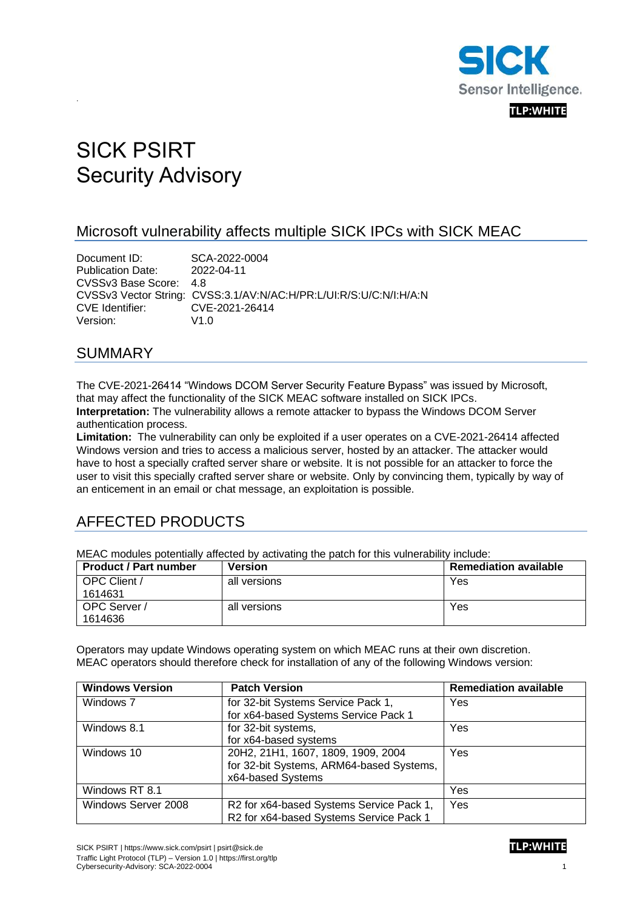TLP:WHITE

# SICK PSIRT Security Advisory

## Microsoft vulnerability affects multiple SICK IPCs with SICK MEAC

Document ID: SCA-2022-0004
Publication Date: 2022-04-11
CVSSv3 Base Score: 4.8
CVSSv3 Vector String: CVSS:3.1/AV:N/AC:H/PR:L/UI:R/S:U/C:N/I:H/A:N
CVE Identifier: CVE-2021-26414
Version: V1.0

## SUMMARY

The CVE-2021-26414 "Windows DCOM Server Security Feature Bypass" was issued by Microsoft, that may affect the functionality of the SICK MEAC software installed on SICK IPCs.
**Interpretation:** The vulnerability allows a remote attacker to bypass the Windows DCOM Server authentication process.
**Limitation:** The vulnerability can only be exploited if a user operates on a CVE-2021-26414 affected Windows version and tries to access a malicious server, hosted by an attacker. The attacker would have to host a specially crafted server share or website. It is not possible for an attacker to force the user to visit this specially crafted server share or website. Only by convincing them, typically by way of an enticement in an email or chat message, an exploitation is possible.

## AFFECTED PRODUCTS

MEAC modules potentially affected by activating the patch for this vulnerability include:

| Product / Part number | Version | Remediation available |
| --- | --- | --- |
| OPC Client / 1614631 | all versions | Yes |
| OPC Server / 1614636 | all versions | Yes |

Operators may update Windows operating system on which MEAC runs at their own discretion. MEAC operators should therefore check for installation of any of the following Windows version:

| Windows Version | Patch Version | Remediation available |
| --- | --- | --- |
| Windows 7 | for 32-bit Systems Service Pack 1, for x64-based Systems Service Pack 1 | Yes |
| Windows 8.1 | for 32-bit systems, for x64-based systems | Yes |
| Windows 10 | 20H2, 21H1, 1607, 1809, 1909, 2004 for 32-bit Systems, ARM64-based Systems, x64-based Systems | Yes |
| Windows RT 8.1 | | Yes |
| Windows Server 2008 | R2 for x64-based Systems Service Pack 1, R2 for x64-based Systems Service Pack 1 | Yes |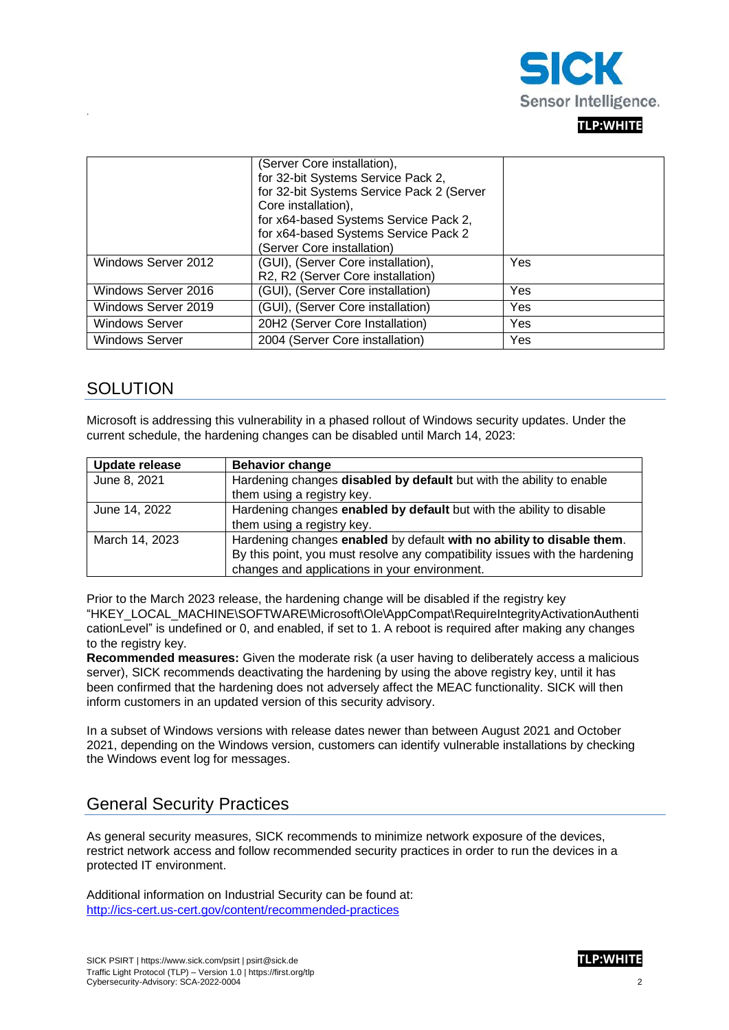|  | (Server Core installation), for 32-bit Systems Service Pack 2, for 32-bit Systems Service Pack 2 (Server Core installation), for x64-based Systems Service Pack 2, for x64-based Systems Service Pack 2 (Server Core installation) |  |
| --- | --- | --- |
| Windows Server 2012 | (GUI), (Server Core installation), R2, R2 (Server Core installation) | Yes |
| Windows Server 2016 | (GUI), (Server Core installation) | Yes |
| Windows Server 2019 | (GUI), (Server Core installation) | Yes |
| Windows Server | 20H2 (Server Core Installation) | Yes |
| Windows Server | 2004 (Server Core installation) | Yes |

## SOLUTION

Microsoft is addressing this vulnerability in a phased rollout of Windows security updates. Under the current schedule, the hardening changes can be disabled until March 14, 2023:

| Update release | Behavior change |
| --- | --- |
| June 8, 2021 | Hardening changes **disabled by default** but with the ability to enable them using a registry key. |
| June 14, 2022 | Hardening changes **enabled by default** but with the ability to disable them using a registry key. |
| March 14, 2023 | Hardening changes **enabled** by default **with no ability to disable them**. By this point, you must resolve any compatibility issues with the hardening changes and applications in your environment. |

Prior to the March 2023 release, the hardening change will be disabled if the registry key "HKEY_LOCAL_MACHINE\SOFTWARE\Microsoft\Ole\AppCompat\RequireIntegrityActivationAuthenticationLevel" is undefined or 0, and enabled, if set to 1. A reboot is required after making any changes to the registry key.

**Recommended measures:** Given the moderate risk (a user having to deliberately access a malicious server), SICK recommends deactivating the hardening by using the above registry key, until it has been confirmed that the hardening does not adversely affect the MEAC functionality. SICK will then inform customers in an updated version of this security advisory.

In a subset of Windows versions with release dates newer than between August 2021 and October 2021, depending on the Windows version, customers can identify vulnerable installations by checking the Windows event log for messages.

## General Security Practices

As general security measures, SICK recommends to minimize network exposure of the devices, restrict network access and follow recommended security practices in order to run the devices in a protected IT environment.

Additional information on Industrial Security can be found at:
http://ics-cert.us-cert.gov/content/recommended-practices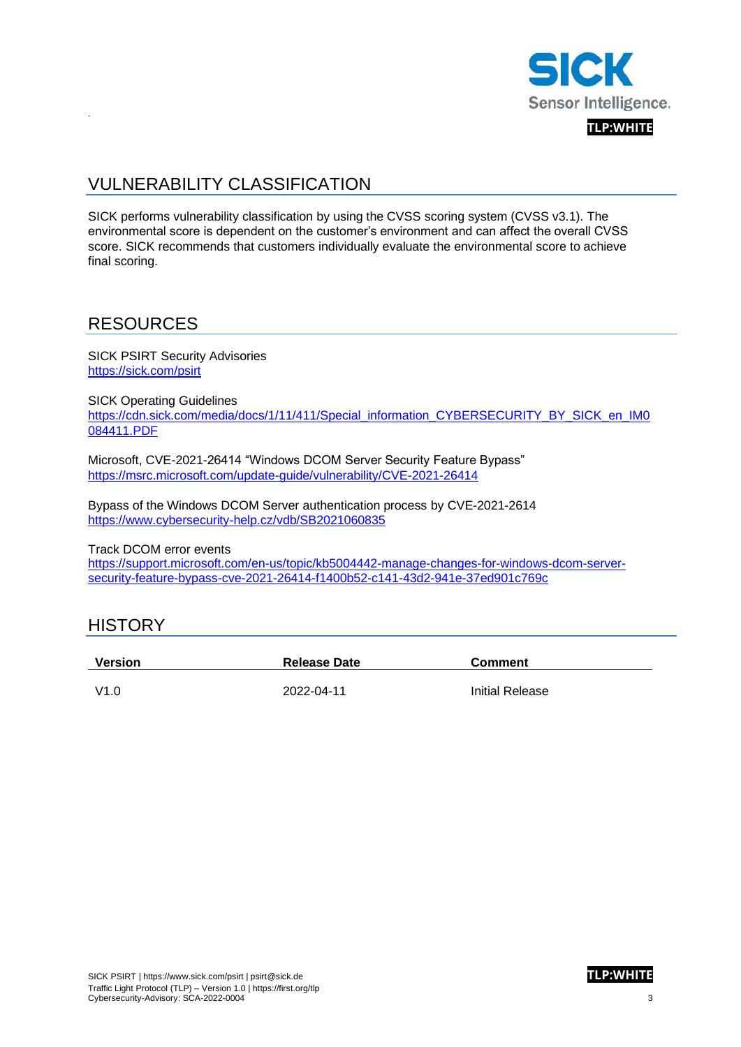## VULNERABILITY CLASSIFICATION

SICK performs vulnerability classification by using the CVSS scoring system (CVSS v3.1). The environmental score is dependent on the customer's environment and can affect the overall CVSS score. SICK recommends that customers individually evaluate the environmental score to achieve final scoring.

## RESOURCES

SICK PSIRT Security Advisories
https://sick.com/psirt

SICK Operating Guidelines
https://cdn.sick.com/media/docs/1/11/411/Special_information_CYBERSECURITY_BY_SICK_en_IM0084411.PDF

Microsoft, CVE-2021-26414 "Windows DCOM Server Security Feature Bypass"
https://msrc.microsoft.com/update-guide/vulnerability/CVE-2021-26414

Bypass of the Windows DCOM Server authentication process by CVE-2021-2614
https://www.cybersecurity-help.cz/vdb/SB2021060835

Track DCOM error events
https://support.microsoft.com/en-us/topic/kb5004442-manage-changes-for-windows-dcom-server-security-feature-bypass-cve-2021-26414-f1400b52-c141-43d2-941e-37ed901c769c

## HISTORY

| Version | Release Date | Comment |
|---|---|---|
| V1.0 | 2022-04-11 | Initial Release |